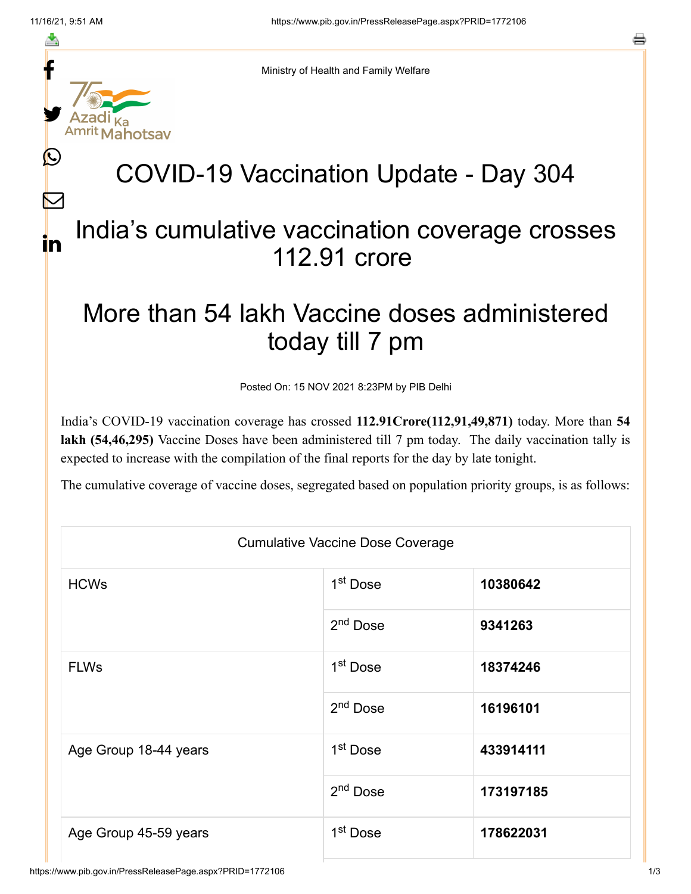Ministry of Health and Family Welfare

# COVID-19 Vaccination Update - Day 304

## India's cumulative vaccination coverage crosses 112.91 crore

## More than 54 lakh Vaccine doses administered today till 7 pm

Posted On: 15 NOV 2021 8:23PM by PIB Delhi

India's COVID-19 vaccination coverage has crossed **112.91Crore(112,91,49,871)** today. More than **54 lakh (54,46,295)** Vaccine Doses have been administered till 7 pm today. The daily vaccination tally is expected to increase with the compilation of the final reports for the day by late tonight.

The cumulative coverage of vaccine doses, segregated based on population priority groups, is as follows:

| Cumulative Vaccine Dose Coverage | | |
|---|---|---|
| HCWs | 1st Dose | **10380642** |
| | 2nd Dose | **9341263** |
| FLWs | 1st Dose | **18374246** |
| | 2nd Dose | **16196101** |
| Age Group 18-44 years | 1st Dose | **433914111** |
| | 2nd Dose | **173197185** |
| Age Group 45-59 years | 1st Dose | **178622031** |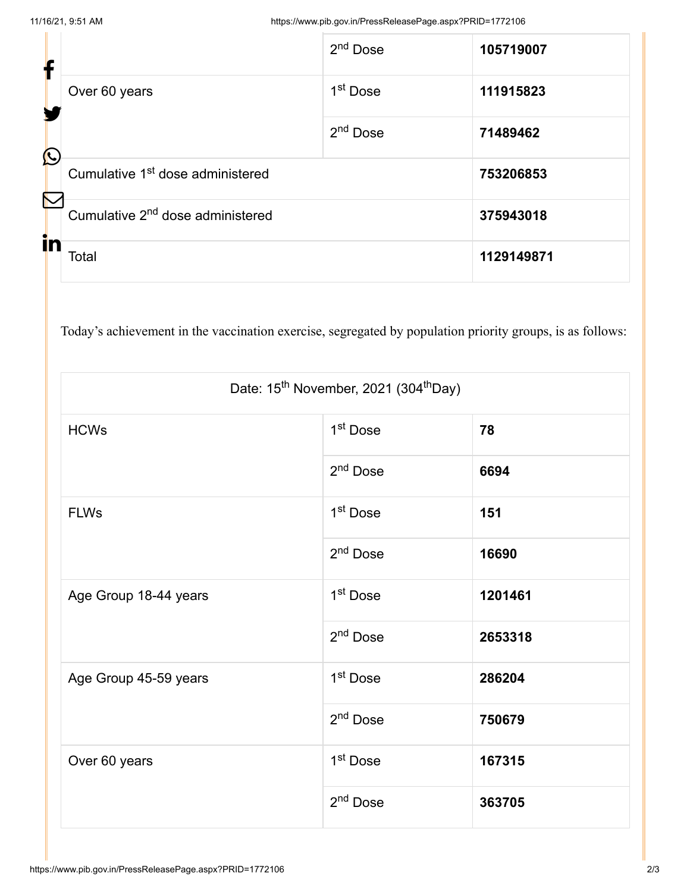| | | |
|---|---|---|
| | 2nd Dose | **105719007** |
| Over 60 years | 1st Dose | **111915823** |
| | 2nd Dose | **71489462** |
| Cumulative 1st dose administered | | **753206853** |
| Cumulative 2nd dose administered | | **375943018** |
| Total | | **1129149871** |

Today's achievement in the vaccination exercise, segregated by population priority groups, is as follows:

| Date: 15th November, 2021 (304th Day) | | |
|---|---|---|
| HCWs | 1st Dose | **78** |
| | 2nd Dose | **6694** |
| FLWs | 1st Dose | **151** |
| | 2nd Dose | **16690** |
| Age Group 18-44 years | 1st Dose | **1201461** |
| | 2nd Dose | **2653318** |
| Age Group 45-59 years | 1st Dose | **286204** |
| | 2nd Dose | **750679** |
| Over 60 years | 1st Dose | **167315** |
| | 2nd Dose | **363705** |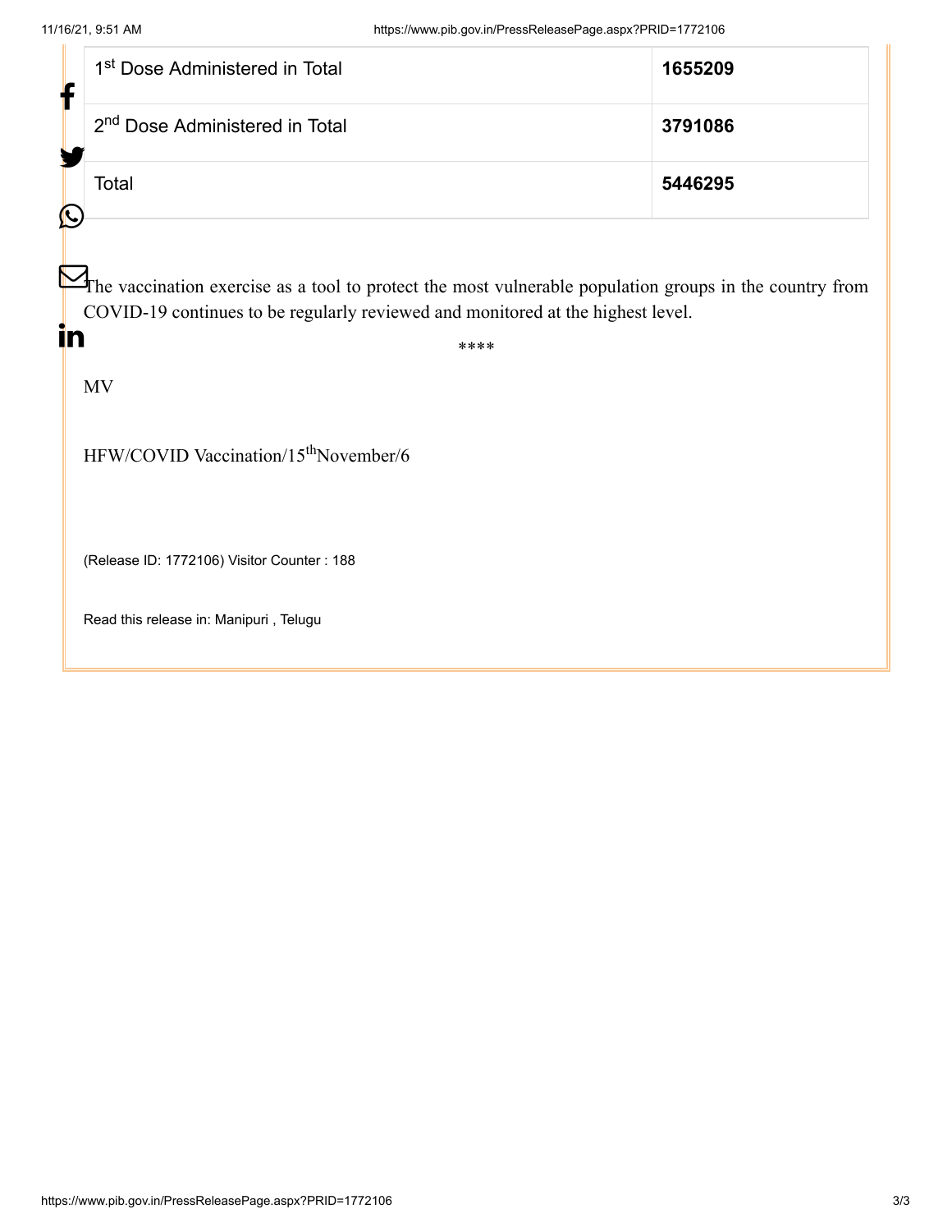| | |
|---|---|
| 1st Dose Administered in Total | **1655209** |
| 2nd Dose Administered in Total | **3791086** |
| Total | **5446295** |

The vaccination exercise as a tool to protect the most vulnerable population groups in the country from COVID-19 continues to be regularly reviewed and monitored at the highest level.

****

MV

HFW/COVID Vaccination/15thNovember/6

(Release ID: 1772106) Visitor Counter : 188

Read this release in: Manipuri , Telugu